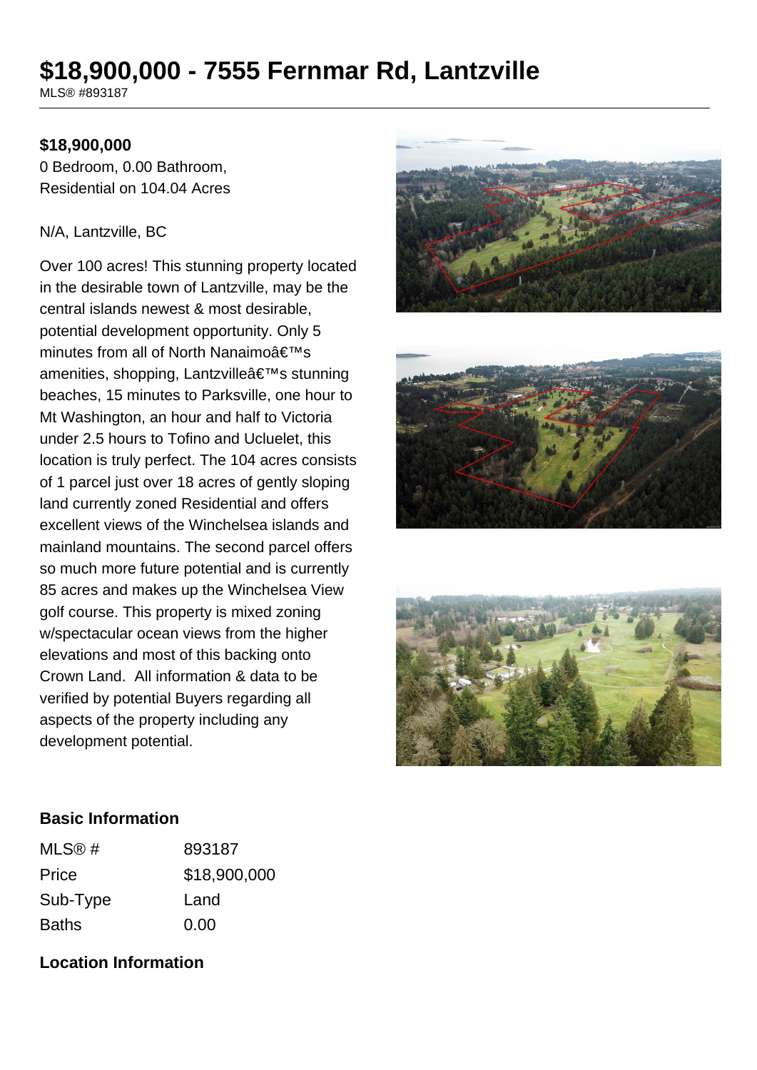# $18,900,000 - 7555 Fernmar Rd, Lantzville

MLS® #893187

**$18,900,000**

0 Bedroom, 0.00 Bathroom,
Residential on 104.04 Acres

N/A, Lantzville, BC

Over 100 acres! This stunning property located in the desirable town of Lantzville, may be the central islands newest & most desirable, potential development opportunity. Only 5 minutes from all of North Nanaimoâ€™s amenities, shopping, Lantzvilleâ€™s stunning beaches, 15 minutes to Parksville, one hour to Mt Washington, an hour and half to Victoria under 2.5 hours to Tofino and Ucluelet, this location is truly perfect. The 104 acres consists of 1 parcel just over 18 acres of gently sloping land currently zoned Residential and offers excellent views of the Winchelsea islands and mainland mountains. The second parcel offers so much more future potential and is currently 85 acres and makes up the Winchelsea View golf course. This property is mixed zoning w/spectacular ocean views from the higher elevations and most of this backing onto Crown Land. All information & data to be verified by potential Buyers regarding all aspects of the property including any development potential.

## Basic Information

| | |
|---|---|
| MLS® # | 893187 |
| Price | $18,900,000 |
| Sub-Type | Land |
| Baths | 0.00 |

## Location Information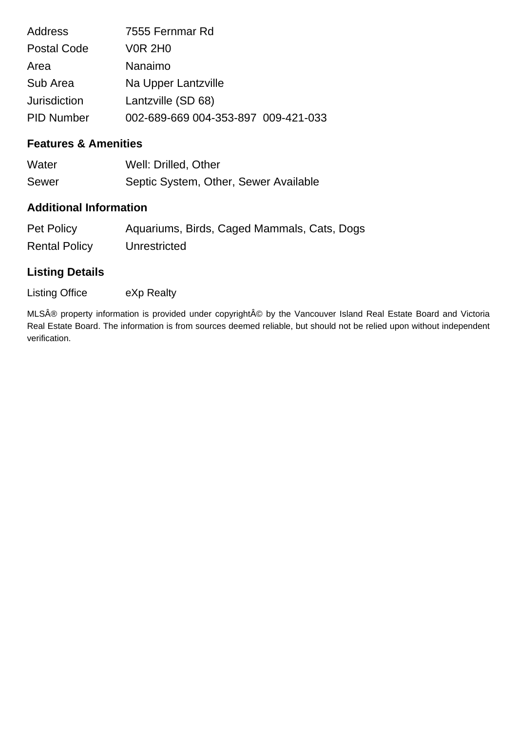| | |
|---|---|
| Address | 7555 Fernmar Rd |
| Postal Code | V0R 2H0 |
| Area | Nanaimo |
| Sub Area | Na Upper Lantzville |
| Jurisdiction | Lantzville (SD 68) |
| PID Number | 002-689-669 004-353-897 009-421-033 |

### Features & Amenities

| | |
|---|---|
| Water | Well: Drilled, Other |
| Sewer | Septic System, Other, Sewer Available |

### Additional Information

| | |
|---|---|
| Pet Policy | Aquariums, Birds, Caged Mammals, Cats, Dogs |
| Rental Policy | Unrestricted |

### Listing Details

| | |
|---|---|
| Listing Office | eXp Realty |

MLSÂ® property information is provided under copyrightÂ© by the Vancouver Island Real Estate Board and Victoria Real Estate Board. The information is from sources deemed reliable, but should not be relied upon without independent verification.